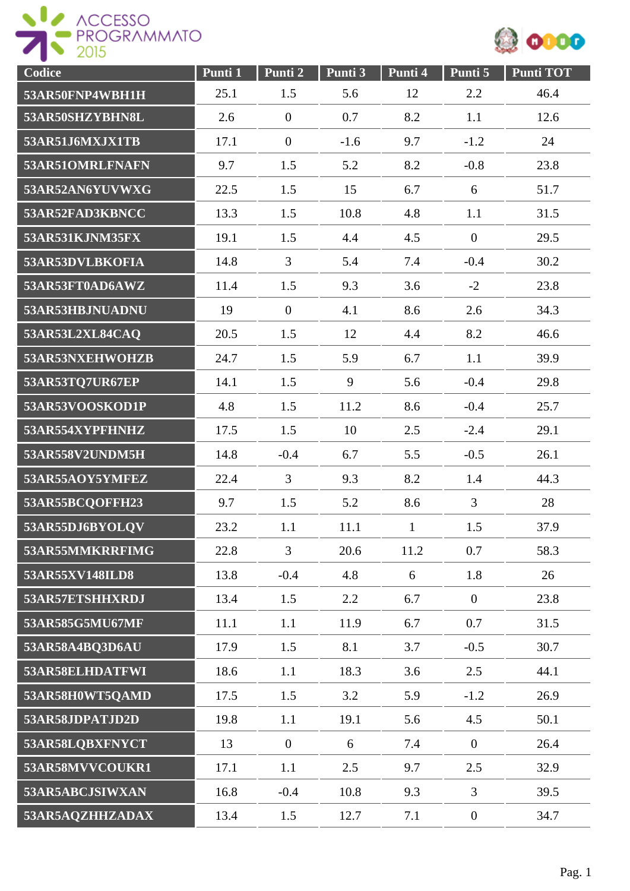ACCESSO PROGRAMMATO 2015

| Codice | Punti 1 | Punti 2 | Punti 3 | Punti 4 | Punti 5 | Punti TOT |
|---|---|---|---|---|---|---|
| 53AR50FNP4WBH1H | 25.1 | 1.5 | 5.6 | 12 | 2.2 | 46.4 |
| 53AR50SHZYBHN8L | 2.6 | 0 | 0.7 | 8.2 | 1.1 | 12.6 |
| 53AR51J6MXJX1TB | 17.1 | 0 | -1.6 | 9.7 | -1.2 | 24 |
| 53AR51OMRLFNAFN | 9.7 | 1.5 | 5.2 | 8.2 | -0.8 | 23.8 |
| 53AR52AN6YUVWXG | 22.5 | 1.5 | 15 | 6.7 | 6 | 51.7 |
| 53AR52FAD3KBNCC | 13.3 | 1.5 | 10.8 | 4.8 | 1.1 | 31.5 |
| 53AR531KJNM35FX | 19.1 | 1.5 | 4.4 | 4.5 | 0 | 29.5 |
| 53AR53DVLBKOFIA | 14.8 | 3 | 5.4 | 7.4 | -0.4 | 30.2 |
| 53AR53FT0AD6AWZ | 11.4 | 1.5 | 9.3 | 3.6 | -2 | 23.8 |
| 53AR53HBJNUADNU | 19 | 0 | 4.1 | 8.6 | 2.6 | 34.3 |
| 53AR53L2XL84CAQ | 20.5 | 1.5 | 12 | 4.4 | 8.2 | 46.6 |
| 53AR53NXEHWOHZB | 24.7 | 1.5 | 5.9 | 6.7 | 1.1 | 39.9 |
| 53AR53TQ7UR67EP | 14.1 | 1.5 | 9 | 5.6 | -0.4 | 29.8 |
| 53AR53VOOSKOD1P | 4.8 | 1.5 | 11.2 | 8.6 | -0.4 | 25.7 |
| 53AR554XYPFHNHZ | 17.5 | 1.5 | 10 | 2.5 | -2.4 | 29.1 |
| 53AR558V2UNDM5H | 14.8 | -0.4 | 6.7 | 5.5 | -0.5 | 26.1 |
| 53AR55AOY5YMFEZ | 22.4 | 3 | 9.3 | 8.2 | 1.4 | 44.3 |
| 53AR55BCQOFFH23 | 9.7 | 1.5 | 5.2 | 8.6 | 3 | 28 |
| 53AR55DJ6BYOLQV | 23.2 | 1.1 | 11.1 | 1 | 1.5 | 37.9 |
| 53AR55MMKRRFIMG | 22.8 | 3 | 20.6 | 11.2 | 0.7 | 58.3 |
| 53AR55XV148ILD8 | 13.8 | -0.4 | 4.8 | 6 | 1.8 | 26 |
| 53AR57ETSHHXRDJ | 13.4 | 1.5 | 2.2 | 6.7 | 0 | 23.8 |
| 53AR585G5MU67MF | 11.1 | 1.1 | 11.9 | 6.7 | 0.7 | 31.5 |
| 53AR58A4BQ3D6AU | 17.9 | 1.5 | 8.1 | 3.7 | -0.5 | 30.7 |
| 53AR58ELHDATFWI | 18.6 | 1.1 | 18.3 | 3.6 | 2.5 | 44.1 |
| 53AR58H0WT5QAMD | 17.5 | 1.5 | 3.2 | 5.9 | -1.2 | 26.9 |
| 53AR58JDPATJD2D | 19.8 | 1.1 | 19.1 | 5.6 | 4.5 | 50.1 |
| 53AR58LQBXFNYCT | 13 | 0 | 6 | 7.4 | 0 | 26.4 |
| 53AR58MVVCOUKR1 | 17.1 | 1.1 | 2.5 | 9.7 | 2.5 | 32.9 |
| 53AR5ABCJSIWXAN | 16.8 | -0.4 | 10.8 | 9.3 | 3 | 39.5 |
| 53AR5AQZHHZADAX | 13.4 | 1.5 | 12.7 | 7.1 | 0 | 34.7 |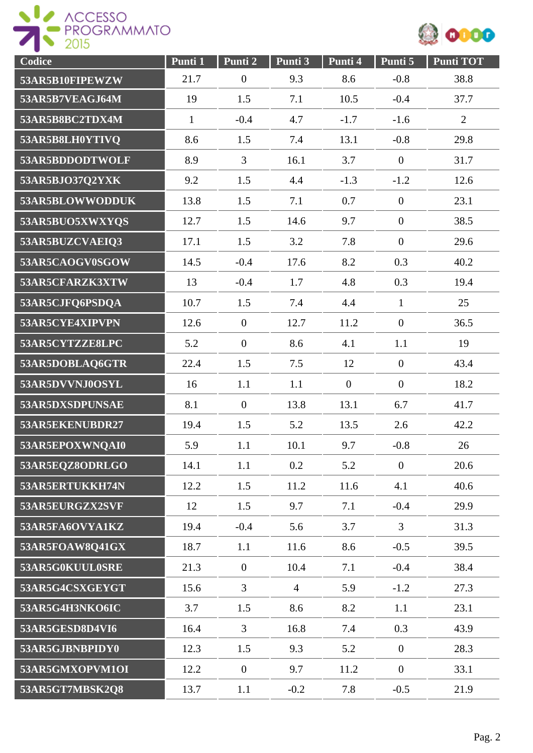| Codice | Punti 1 | Punti 2 | Punti 3 | Punti 4 | Punti 5 | Punti TOT |
|---|---|---|---|---|---|---|
| 53AR5B10FIPEWZW | 21.7 | 0 | 9.3 | 8.6 | -0.8 | 38.8 |
| 53AR5B7VEAGJ64M | 19 | 1.5 | 7.1 | 10.5 | -0.4 | 37.7 |
| 53AR5B8BC2TDX4M | 1 | -0.4 | 4.7 | -1.7 | -1.6 | 2 |
| 53AR5B8LH0YTIVQ | 8.6 | 1.5 | 7.4 | 13.1 | -0.8 | 29.8 |
| 53AR5BDDODTWOLF | 8.9 | 3 | 16.1 | 3.7 | 0 | 31.7 |
| 53AR5BJO37Q2YXK | 9.2 | 1.5 | 4.4 | -1.3 | -1.2 | 12.6 |
| 53AR5BLOWWODDUK | 13.8 | 1.5 | 7.1 | 0.7 | 0 | 23.1 |
| 53AR5BUO5XWXYQS | 12.7 | 1.5 | 14.6 | 9.7 | 0 | 38.5 |
| 53AR5BUZCVAEIQ3 | 17.1 | 1.5 | 3.2 | 7.8 | 0 | 29.6 |
| 53AR5CAOGV0SGOW | 14.5 | -0.4 | 17.6 | 8.2 | 0.3 | 40.2 |
| 53AR5CFARZK3XTW | 13 | -0.4 | 1.7 | 4.8 | 0.3 | 19.4 |
| 53AR5CJFQ6PSDQA | 10.7 | 1.5 | 7.4 | 4.4 | 1 | 25 |
| 53AR5CYE4XIPVPN | 12.6 | 0 | 12.7 | 11.2 | 0 | 36.5 |
| 53AR5CYTZZE8LPC | 5.2 | 0 | 8.6 | 4.1 | 1.1 | 19 |
| 53AR5DOBLAQ6GTR | 22.4 | 1.5 | 7.5 | 12 | 0 | 43.4 |
| 53AR5DVVNJ0OSYL | 16 | 1.1 | 1.1 | 0 | 0 | 18.2 |
| 53AR5DXSDPUNSAE | 8.1 | 0 | 13.8 | 13.1 | 6.7 | 41.7 |
| 53AR5EKENUBDR27 | 19.4 | 1.5 | 5.2 | 13.5 | 2.6 | 42.2 |
| 53AR5EPOXWNQAI0 | 5.9 | 1.1 | 10.1 | 9.7 | -0.8 | 26 |
| 53AR5EQZ8ODRLGO | 14.1 | 1.1 | 0.2 | 5.2 | 0 | 20.6 |
| 53AR5ERTUKKH74N | 12.2 | 1.5 | 11.2 | 11.6 | 4.1 | 40.6 |
| 53AR5EURGZX2SVF | 12 | 1.5 | 9.7 | 7.1 | -0.4 | 29.9 |
| 53AR5FA6OVYA1KZ | 19.4 | -0.4 | 5.6 | 3.7 | 3 | 31.3 |
| 53AR5FOAW8Q41GX | 18.7 | 1.1 | 11.6 | 8.6 | -0.5 | 39.5 |
| 53AR5G0KUUL0SRE | 21.3 | 0 | 10.4 | 7.1 | -0.4 | 38.4 |
| 53AR5G4CSXGEYGT | 15.6 | 3 | 4 | 5.9 | -1.2 | 27.3 |
| 53AR5G4H3NKO6IC | 3.7 | 1.5 | 8.6 | 8.2 | 1.1 | 23.1 |
| 53AR5GESD8D4VI6 | 16.4 | 3 | 16.8 | 7.4 | 0.3 | 43.9 |
| 53AR5GJBNBPIDY0 | 12.3 | 1.5 | 9.3 | 5.2 | 0 | 28.3 |
| 53AR5GMXOPVM1OI | 12.2 | 0 | 9.7 | 11.2 | 0 | 33.1 |
| 53AR5GT7MBSK2Q8 | 13.7 | 1.1 | -0.2 | 7.8 | -0.5 | 21.9 |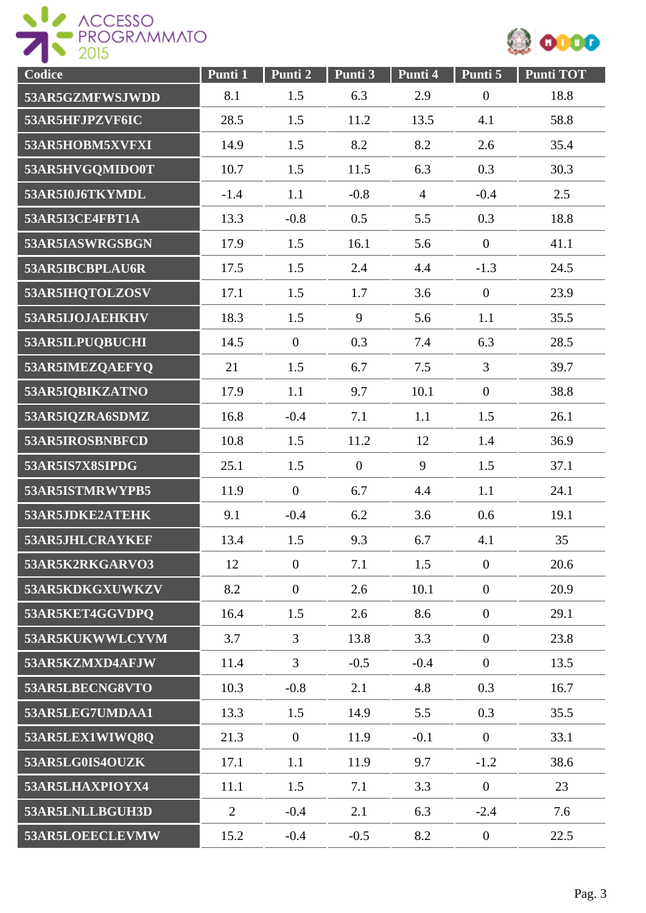| Codice | Punti 1 | Punti 2 | Punti 3 | Punti 4 | Punti 5 | Punti TOT |
|---|---|---|---|---|---|---|
| 53AR5GZMFWSJWDD | 8.1 | 1.5 | 6.3 | 2.9 | 0 | 18.8 |
| 53AR5HFJPZVF6IC | 28.5 | 1.5 | 11.2 | 13.5 | 4.1 | 58.8 |
| 53AR5HOBM5XVFXI | 14.9 | 1.5 | 8.2 | 8.2 | 2.6 | 35.4 |
| 53AR5HVGQMIDO0T | 10.7 | 1.5 | 11.5 | 6.3 | 0.3 | 30.3 |
| 53AR5I0J6TKYMDL | -1.4 | 1.1 | -0.8 | 4 | -0.4 | 2.5 |
| 53AR5I3CE4FBT1A | 13.3 | -0.8 | 0.5 | 5.5 | 0.3 | 18.8 |
| 53AR5IASWRGSBGN | 17.9 | 1.5 | 16.1 | 5.6 | 0 | 41.1 |
| 53AR5IBCBPLAU6R | 17.5 | 1.5 | 2.4 | 4.4 | -1.3 | 24.5 |
| 53AR5IHQTOLZOSV | 17.1 | 1.5 | 1.7 | 3.6 | 0 | 23.9 |
| 53AR5IJOJAEHKHV | 18.3 | 1.5 | 9 | 5.6 | 1.1 | 35.5 |
| 53AR5ILPUQBUCHI | 14.5 | 0 | 0.3 | 7.4 | 6.3 | 28.5 |
| 53AR5IMEZQAEFYQ | 21 | 1.5 | 6.7 | 7.5 | 3 | 39.7 |
| 53AR5IQBIKZATNO | 17.9 | 1.1 | 9.7 | 10.1 | 0 | 38.8 |
| 53AR5IQZRA6SDMZ | 16.8 | -0.4 | 7.1 | 1.1 | 1.5 | 26.1 |
| 53AR5IROSBNBFCD | 10.8 | 1.5 | 11.2 | 12 | 1.4 | 36.9 |
| 53AR5IS7X8SIPDG | 25.1 | 1.5 | 0 | 9 | 1.5 | 37.1 |
| 53AR5ISTMRWYPB5 | 11.9 | 0 | 6.7 | 4.4 | 1.1 | 24.1 |
| 53AR5JDKE2ATEHK | 9.1 | -0.4 | 6.2 | 3.6 | 0.6 | 19.1 |
| 53AR5JHLCRAYKEF | 13.4 | 1.5 | 9.3 | 6.7 | 4.1 | 35 |
| 53AR5K2RKGARVO3 | 12 | 0 | 7.1 | 1.5 | 0 | 20.6 |
| 53AR5KDKGXUWKZV | 8.2 | 0 | 2.6 | 10.1 | 0 | 20.9 |
| 53AR5KET4GGVDPQ | 16.4 | 1.5 | 2.6 | 8.6 | 0 | 29.1 |
| 53AR5KUKWWLCYVM | 3.7 | 3 | 13.8 | 3.3 | 0 | 23.8 |
| 53AR5KZMXD4AFJW | 11.4 | 3 | -0.5 | -0.4 | 0 | 13.5 |
| 53AR5LBECNG8VTO | 10.3 | -0.8 | 2.1 | 4.8 | 0.3 | 16.7 |
| 53AR5LEG7UMDAA1 | 13.3 | 1.5 | 14.9 | 5.5 | 0.3 | 35.5 |
| 53AR5LEX1WIWQ8Q | 21.3 | 0 | 11.9 | -0.1 | 0 | 33.1 |
| 53AR5LG0IS4OUZK | 17.1 | 1.1 | 11.9 | 9.7 | -1.2 | 38.6 |
| 53AR5LHAXPIOYX4 | 11.1 | 1.5 | 7.1 | 3.3 | 0 | 23 |
| 53AR5LNLLBGUH3D | 2 | -0.4 | 2.1 | 6.3 | -2.4 | 7.6 |
| 53AR5LOEECLEVMW | 15.2 | -0.4 | -0.5 | 8.2 | 0 | 22.5 |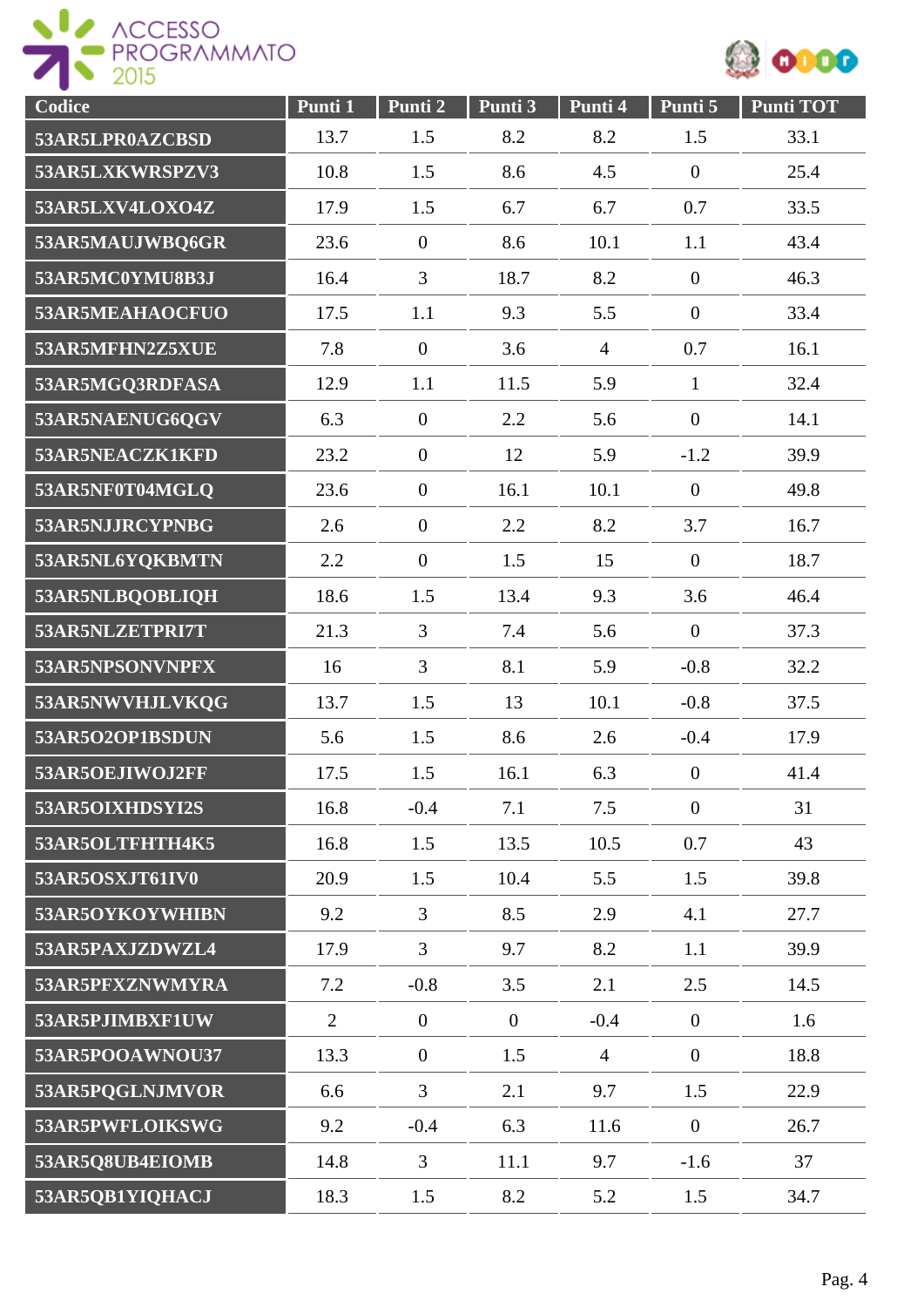| Codice | Punti 1 | Punti 2 | Punti 3 | Punti 4 | Punti 5 | Punti TOT |
|---|---|---|---|---|---|---|
| 53AR5LPR0AZCBSD | 13.7 | 1.5 | 8.2 | 8.2 | 1.5 | 33.1 |
| 53AR5LXKWRSPZV3 | 10.8 | 1.5 | 8.6 | 4.5 | 0 | 25.4 |
| 53AR5LXV4LOXO4Z | 17.9 | 1.5 | 6.7 | 6.7 | 0.7 | 33.5 |
| 53AR5MAUJWBQ6GR | 23.6 | 0 | 8.6 | 10.1 | 1.1 | 43.4 |
| 53AR5MC0YMU8B3J | 16.4 | 3 | 18.7 | 8.2 | 0 | 46.3 |
| 53AR5MEAHAOCFUO | 17.5 | 1.1 | 9.3 | 5.5 | 0 | 33.4 |
| 53AR5MFHN2Z5XUE | 7.8 | 0 | 3.6 | 4 | 0.7 | 16.1 |
| 53AR5MGQ3RDFASA | 12.9 | 1.1 | 11.5 | 5.9 | 1 | 32.4 |
| 53AR5NAENUG6QGV | 6.3 | 0 | 2.2 | 5.6 | 0 | 14.1 |
| 53AR5NEACZK1KFD | 23.2 | 0 | 12 | 5.9 | -1.2 | 39.9 |
| 53AR5NF0T04MGLQ | 23.6 | 0 | 16.1 | 10.1 | 0 | 49.8 |
| 53AR5NJJRCYPNBG | 2.6 | 0 | 2.2 | 8.2 | 3.7 | 16.7 |
| 53AR5NL6YQKBMTN | 2.2 | 0 | 1.5 | 15 | 0 | 18.7 |
| 53AR5NLBQOBLIQH | 18.6 | 1.5 | 13.4 | 9.3 | 3.6 | 46.4 |
| 53AR5NLZETPRI7T | 21.3 | 3 | 7.4 | 5.6 | 0 | 37.3 |
| 53AR5NPSONVNPFX | 16 | 3 | 8.1 | 5.9 | -0.8 | 32.2 |
| 53AR5NWVHJLVKQG | 13.7 | 1.5 | 13 | 10.1 | -0.8 | 37.5 |
| 53AR5O2OP1BSDUN | 5.6 | 1.5 | 8.6 | 2.6 | -0.4 | 17.9 |
| 53AR5OEJIWOJ2FF | 17.5 | 1.5 | 16.1 | 6.3 | 0 | 41.4 |
| 53AR5OIXHDSYI2S | 16.8 | -0.4 | 7.1 | 7.5 | 0 | 31 |
| 53AR5OLTFHTH4K5 | 16.8 | 1.5 | 13.5 | 10.5 | 0.7 | 43 |
| 53AR5OSXJT61IV0 | 20.9 | 1.5 | 10.4 | 5.5 | 1.5 | 39.8 |
| 53AR5OYKOYWHIBN | 9.2 | 3 | 8.5 | 2.9 | 4.1 | 27.7 |
| 53AR5PAXJZDWZL4 | 17.9 | 3 | 9.7 | 8.2 | 1.1 | 39.9 |
| 53AR5PFXZNWMYRA | 7.2 | -0.8 | 3.5 | 2.1 | 2.5 | 14.5 |
| 53AR5PJIMBXF1UW | 2 | 0 | 0 | -0.4 | 0 | 1.6 |
| 53AR5POOAWNOU37 | 13.3 | 0 | 1.5 | 4 | 0 | 18.8 |
| 53AR5PQGLNJMVOR | 6.6 | 3 | 2.1 | 9.7 | 1.5 | 22.9 |
| 53AR5PWFLOIKSWG | 9.2 | -0.4 | 6.3 | 11.6 | 0 | 26.7 |
| 53AR5Q8UB4EIOMB | 14.8 | 3 | 11.1 | 9.7 | -1.6 | 37 |
| 53AR5QB1YIQHACJ | 18.3 | 1.5 | 8.2 | 5.2 | 1.5 | 34.7 |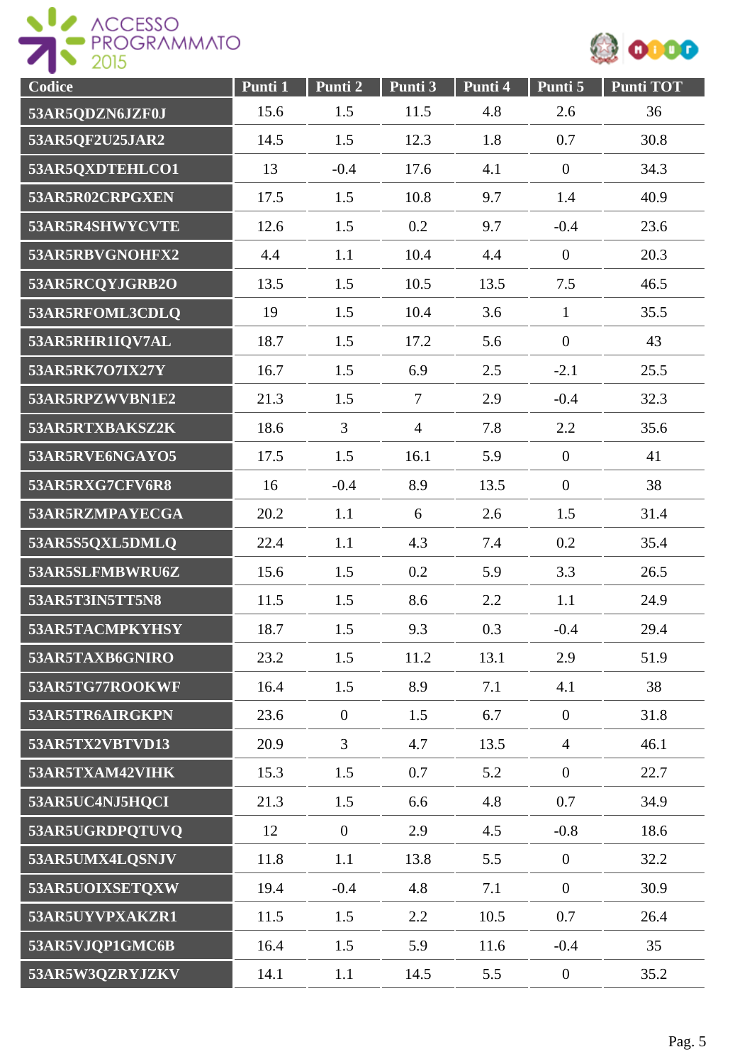| Codice | Punti 1 | Punti 2 | Punti 3 | Punti 4 | Punti 5 | Punti TOT |
|---|---|---|---|---|---|---|
| 53AR5QDZN6JZF0J | 15.6 | 1.5 | 11.5 | 4.8 | 2.6 | 36 |
| 53AR5QF2U25JAR2 | 14.5 | 1.5 | 12.3 | 1.8 | 0.7 | 30.8 |
| 53AR5QXDTEHLCO1 | 13 | -0.4 | 17.6 | 4.1 | 0 | 34.3 |
| 53AR5R02CRPGXEN | 17.5 | 1.5 | 10.8 | 9.7 | 1.4 | 40.9 |
| 53AR5R4SHWYCVTE | 12.6 | 1.5 | 0.2 | 9.7 | -0.4 | 23.6 |
| 53AR5RBVGNOHFX2 | 4.4 | 1.1 | 10.4 | 4.4 | 0 | 20.3 |
| 53AR5RCQYJGRB2O | 13.5 | 1.5 | 10.5 | 13.5 | 7.5 | 46.5 |
| 53AR5RFOML3CDLQ | 19 | 1.5 | 10.4 | 3.6 | 1 | 35.5 |
| 53AR5RHR1IQV7AL | 18.7 | 1.5 | 17.2 | 5.6 | 0 | 43 |
| 53AR5RK7O7IX27Y | 16.7 | 1.5 | 6.9 | 2.5 | -2.1 | 25.5 |
| 53AR5RPZWVBN1E2 | 21.3 | 1.5 | 7 | 2.9 | -0.4 | 32.3 |
| 53AR5RTXBAKSZ2K | 18.6 | 3 | 4 | 7.8 | 2.2 | 35.6 |
| 53AR5RVE6NGAYO5 | 17.5 | 1.5 | 16.1 | 5.9 | 0 | 41 |
| 53AR5RXG7CFV6R8 | 16 | -0.4 | 8.9 | 13.5 | 0 | 38 |
| 53AR5RZMPAYECGA | 20.2 | 1.1 | 6 | 2.6 | 1.5 | 31.4 |
| 53AR5S5QXL5DMLQ | 22.4 | 1.1 | 4.3 | 7.4 | 0.2 | 35.4 |
| 53AR5SLFMBWRU6Z | 15.6 | 1.5 | 0.2 | 5.9 | 3.3 | 26.5 |
| 53AR5T3IN5TT5N8 | 11.5 | 1.5 | 8.6 | 2.2 | 1.1 | 24.9 |
| 53AR5TACMPKYHSY | 18.7 | 1.5 | 9.3 | 0.3 | -0.4 | 29.4 |
| 53AR5TAXB6GNIRO | 23.2 | 1.5 | 11.2 | 13.1 | 2.9 | 51.9 |
| 53AR5TG77ROOKWF | 16.4 | 1.5 | 8.9 | 7.1 | 4.1 | 38 |
| 53AR5TR6AIRGKPN | 23.6 | 0 | 1.5 | 6.7 | 0 | 31.8 |
| 53AR5TX2VBTVD13 | 20.9 | 3 | 4.7 | 13.5 | 4 | 46.1 |
| 53AR5TXAM42VIHK | 15.3 | 1.5 | 0.7 | 5.2 | 0 | 22.7 |
| 53AR5UC4NJ5HQCI | 21.3 | 1.5 | 6.6 | 4.8 | 0.7 | 34.9 |
| 53AR5UGRDPQTUVQ | 12 | 0 | 2.9 | 4.5 | -0.8 | 18.6 |
| 53AR5UMX4LQSNJV | 11.8 | 1.1 | 13.8 | 5.5 | 0 | 32.2 |
| 53AR5UOIXSETQXW | 19.4 | -0.4 | 4.8 | 7.1 | 0 | 30.9 |
| 53AR5UYVPXAKZR1 | 11.5 | 1.5 | 2.2 | 10.5 | 0.7 | 26.4 |
| 53AR5VJQP1GMC6B | 16.4 | 1.5 | 5.9 | 11.6 | -0.4 | 35 |
| 53AR5W3QZRYJZKV | 14.1 | 1.1 | 14.5 | 5.5 | 0 | 35.2 |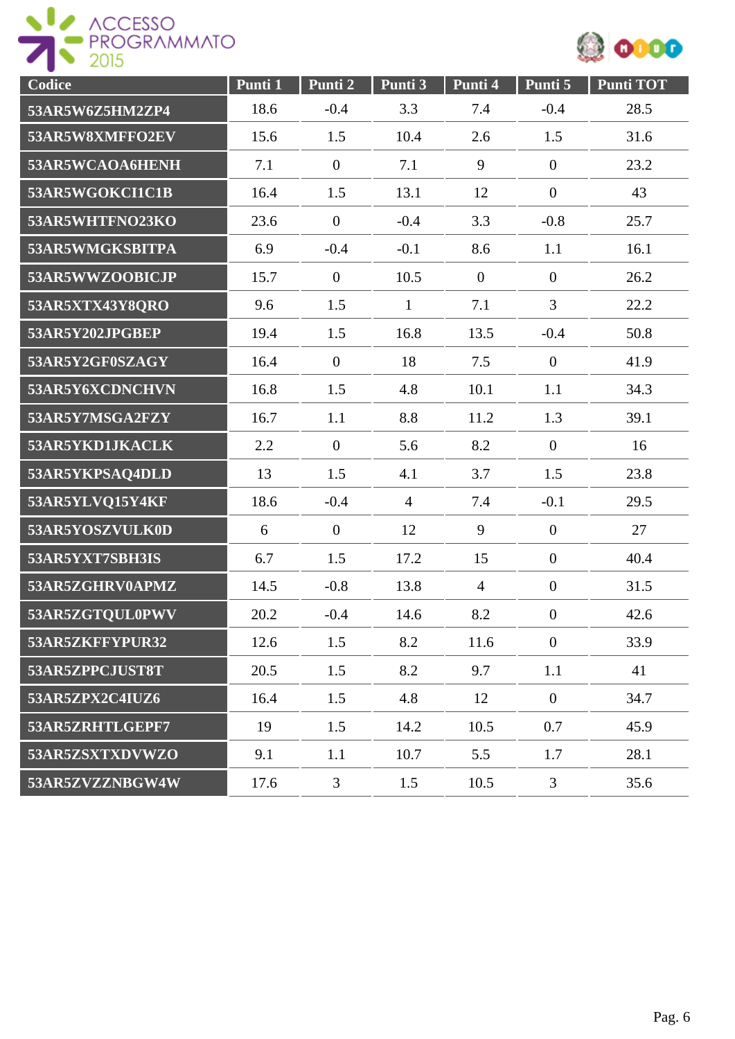| Codice | Punti 1 | Punti 2 | Punti 3 | Punti 4 | Punti 5 | Punti TOT |
|---|---|---|---|---|---|---|
| 53AR5W6Z5HM2ZP4 | 18.6 | -0.4 | 3.3 | 7.4 | -0.4 | 28.5 |
| 53AR5W8XMFFO2EV | 15.6 | 1.5 | 10.4 | 2.6 | 1.5 | 31.6 |
| 53AR5WCAOA6HENH | 7.1 | 0 | 7.1 | 9 | 0 | 23.2 |
| 53AR5WGOKCI1C1B | 16.4 | 1.5 | 13.1 | 12 | 0 | 43 |
| 53AR5WHTFNO23KO | 23.6 | 0 | -0.4 | 3.3 | -0.8 | 25.7 |
| 53AR5WMGKSBITPA | 6.9 | -0.4 | -0.1 | 8.6 | 1.1 | 16.1 |
| 53AR5WWZOOBICJP | 15.7 | 0 | 10.5 | 0 | 0 | 26.2 |
| 53AR5XTX43Y8QRO | 9.6 | 1.5 | 1 | 7.1 | 3 | 22.2 |
| 53AR5Y202JPGBEP | 19.4 | 1.5 | 16.8 | 13.5 | -0.4 | 50.8 |
| 53AR5Y2GF0SZAGY | 16.4 | 0 | 18 | 7.5 | 0 | 41.9 |
| 53AR5Y6XCDNCHVN | 16.8 | 1.5 | 4.8 | 10.1 | 1.1 | 34.3 |
| 53AR5Y7MSGA2FZY | 16.7 | 1.1 | 8.8 | 11.2 | 1.3 | 39.1 |
| 53AR5YKD1JKACLK | 2.2 | 0 | 5.6 | 8.2 | 0 | 16 |
| 53AR5YKPSAQ4DLD | 13 | 1.5 | 4.1 | 3.7 | 1.5 | 23.8 |
| 53AR5YLVQ15Y4KF | 18.6 | -0.4 | 4 | 7.4 | -0.1 | 29.5 |
| 53AR5YOSZVULK0D | 6 | 0 | 12 | 9 | 0 | 27 |
| 53AR5YXT7SBH3IS | 6.7 | 1.5 | 17.2 | 15 | 0 | 40.4 |
| 53AR5ZGHRV0APMZ | 14.5 | -0.8 | 13.8 | 4 | 0 | 31.5 |
| 53AR5ZGTQUL0PWV | 20.2 | -0.4 | 14.6 | 8.2 | 0 | 42.6 |
| 53AR5ZKFFYPUR32 | 12.6 | 1.5 | 8.2 | 11.6 | 0 | 33.9 |
| 53AR5ZPPCJUST8T | 20.5 | 1.5 | 8.2 | 9.7 | 1.1 | 41 |
| 53AR5ZPX2C4IUZ6 | 16.4 | 1.5 | 4.8 | 12 | 0 | 34.7 |
| 53AR5ZRHTLGEPF7 | 19 | 1.5 | 14.2 | 10.5 | 0.7 | 45.9 |
| 53AR5ZSXTXDVWZO | 9.1 | 1.1 | 10.7 | 5.5 | 1.7 | 28.1 |
| 53AR5ZVZZNBGW4W | 17.6 | 3 | 1.5 | 10.5 | 3 | 35.6 |